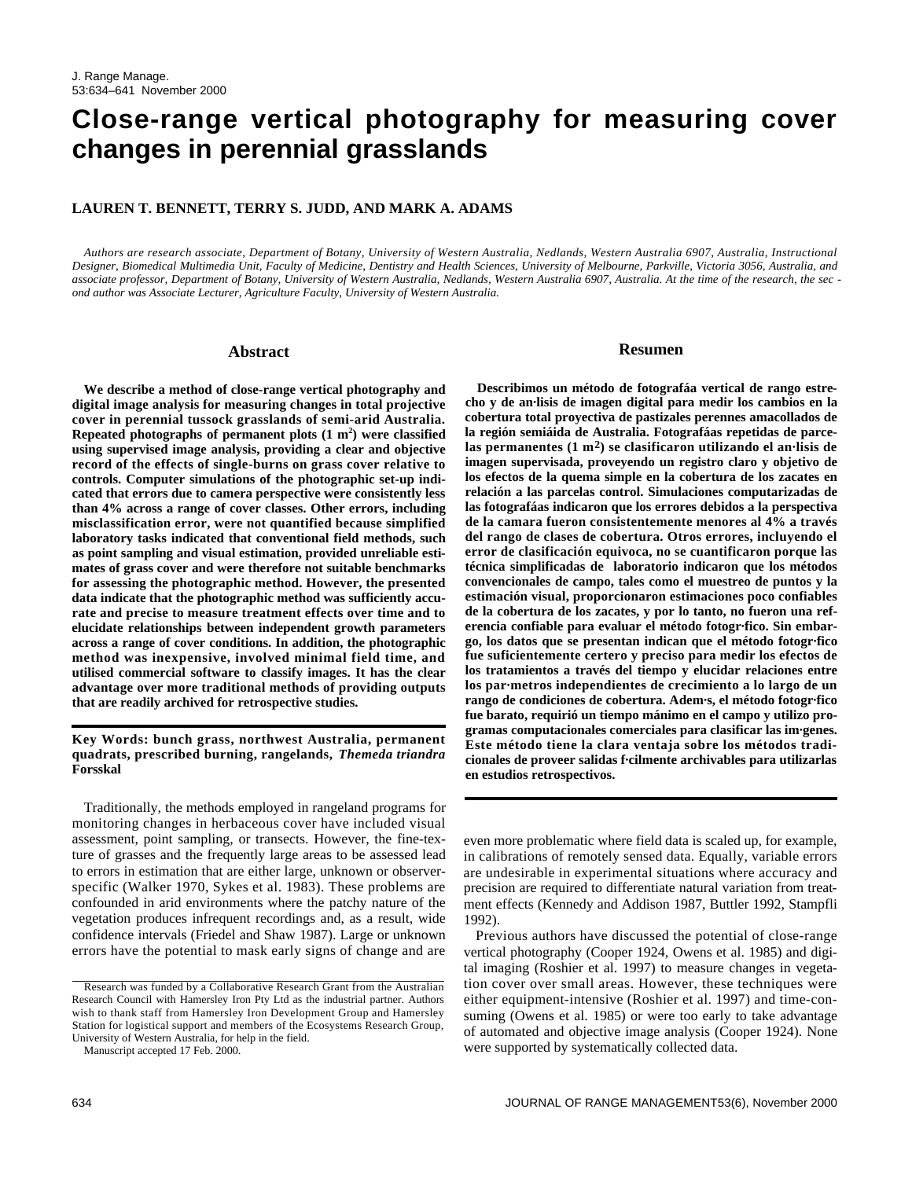# Close-range vertical photography for measuring cover changes in perennial grasslands

**LAUREN T. BENNETT, TERRY S. JUDD, AND MARK A. ADAMS**

*Authors are research associate, Department of Botany, University of Western Australia, Nedlands, Western Australia 6907, Australia, Instructional Designer, Biomedical Multimedia Unit, Faculty of Medicine, Dentistry and Health Sciences, University of Melbourne, Parkville, Victoria 3056, Australia, and associate professor, Department of Botany, University of Western Australia, Nedlands, Western Australia 6907, Australia. At the time of the research, the second author was Associate Lecturer, Agriculture Faculty, University of Western Australia.*

## Abstract

**We describe a method of close-range vertical photography and digital image analysis for measuring changes in total projective cover in perennial tussock grasslands of semi-arid Australia. Repeated photographs of permanent plots (1 m$^2$) were classified using supervised image analysis, providing a clear and objective record of the effects of single-burns on grass cover relative to controls. Computer simulations of the photographic set-up indicated that errors due to camera perspective were consistently less than 4% across a range of cover classes. Other errors, including misclassification error, were not quantified because simplified laboratory tasks indicated that conventional field methods, such as point sampling and visual estimation, provided unreliable estimates of grass cover and were therefore not suitable benchmarks for assessing the photographic method. However, the presented data indicate that the photographic method was sufficiently accurate and precise to measure treatment effects over time and to elucidate relationships between independent growth parameters across a range of cover conditions. In addition, the photographic method was inexpensive, involved minimal field time, and utilised commercial software to classify images. It has the clear advantage over more traditional methods of providing outputs that are readily archived for retrospective studies.**

**Key Words: bunch grass, northwest Australia, permanent quadrats, prescribed burning, rangelands, *Themeda triandra* Forsskal**

## Resumen

**Describimos un método de fotografáa vertical de rango estrecho y de an·lisis de imagen digital para medir los cambios en la cobertura total proyectiva de pastizales perennes amacollados de la región semiáida de Australia. Fotografáas repetidas de parcelas permanentes (1 m$^2$) se clasificaron utilizando el an·lisis de imagen supervisada, proveyendo un registro claro y objetivo de los efectos de la quema simple en la cobertura de los zacates en relación a las parcelas control. Simulaciones computarizadas de las fotografáas indicaron que los errores debidos a la perspectiva de la camara fueron consistentemente menores al 4% a través del rango de clases de cobertura. Otros errores, incluyendo el error de clasificación equivoca, no se cuantificaron porque las técnica simplificadas de laboratorio indicaron que los métodos convencionales de campo, tales como el muestreo de puntos y la estimación visual, proporcionaron estimaciones poco confiables de la cobertura de los zacates, y por lo tanto, no fueron una referencia confiable para evaluar el método fotogr·fico. Sin embargo, los datos que se presentan indican que el método fotogr·fico fue suficientemente certero y preciso para medir los efectos de los tratamientos a través del tiempo y elucidar relaciones entre los par·metros independientes de crecimiento a lo largo de un rango de condiciones de cobertura. Adem·s, el método fotogr·fico fue barato, requirió un tiempo mánimo en el campo y utilizo programas computacionales comerciales para clasificar las im·genes. Este método tiene la clara ventaja sobre los métodos tradicionales de proveer salidas f·cilmente archivables para utilizarlas en estudios retrospectivos.**

Traditionally, the methods employed in rangeland programs for monitoring changes in herbaceous cover have included visual assessment, point sampling, or transects. However, the fine-texture of grasses and the frequently large areas to be assessed lead to errors in estimation that are either large, unknown or observer-specific (Walker 1970, Sykes et al. 1983). These problems are confounded in arid environments where the patchy nature of the vegetation produces infrequent recordings and, as a result, wide confidence intervals (Friedel and Shaw 1987). Large or unknown errors have the potential to mask early signs of change and are even more problematic where field data is scaled up, for example, in calibrations of remotely sensed data. Equally, variable errors are undesirable in experimental situations where accuracy and precision are required to differentiate natural variation from treatment effects (Kennedy and Addison 1987, Buttler 1992, Stampfli 1992).

Previous authors have discussed the potential of close-range vertical photography (Cooper 1924, Owens et al. 1985) and digital imaging (Roshier et al. 1997) to measure changes in vegetation cover over small areas. However, these techniques were either equipment-intensive (Roshier et al. 1997) and time-consuming (Owens et al. 1985) or were too early to take advantage of automated and objective image analysis (Cooper 1924). None were supported by systematically collected data.

Research was funded by a Collaborative Research Grant from the Australian Research Council with Hamersley Iron Pty Ltd as the industrial partner. Authors wish to thank staff from Hamersley Iron Development Group and Hamersley Station for logistical support and members of the Ecosystems Research Group, University of Western Australia, for help in the field.

Manuscript accepted 17 Feb. 2000.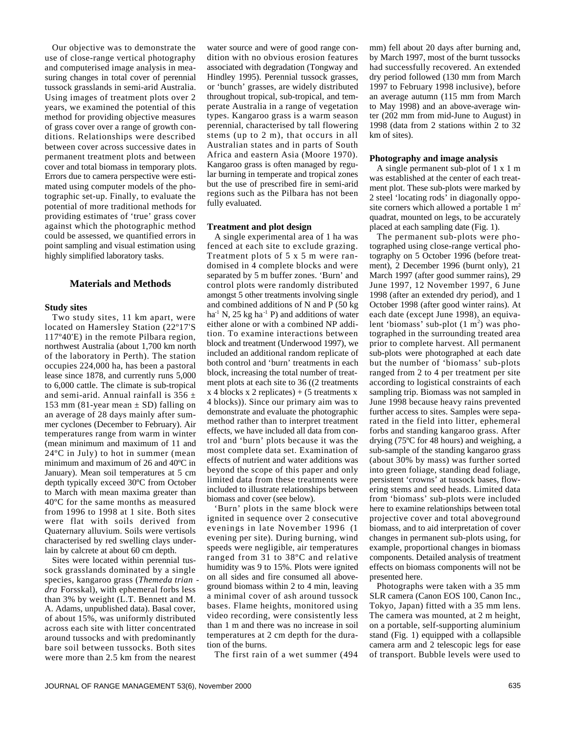Our objective was to demonstrate the use of close-range vertical photography and computerised image analysis in measuring changes in total cover of perennial tussock grasslands in semi-arid Australia. Using images of treatment plots over 2 years, we examined the potential of this method for providing objective measures of grass cover over a range of growth conditions. Relationships were described between cover across successive dates in permanent treatment plots and between cover and total biomass in temporary plots. Errors due to camera perspective were estimated using computer models of the photographic set-up. Finally, to evaluate the potential of more traditional methods for providing estimates of 'true' grass cover against which the photographic method could be assessed, we quantified errors in point sampling and visual estimation using highly simplified laboratory tasks.

## Materials and Methods

### Study sites

Two study sites, 11 km apart, were located on Hamersley Station (22º17'S 117º40'E) in the remote Pilbara region, northwest Australia (about 1,700 km north of the laboratory in Perth). The station occupies 224,000 ha, has been a pastoral lease since 1878, and currently runs 5,000 to 6,000 cattle. The climate is sub-tropical and semi-arid. Annual rainfall is 356 ± 153 mm (81-year mean ± SD) falling on an average of 28 days mainly after summer cyclones (December to February). Air temperatures range from warm in winter (mean minimum and maximum of 11 and 24ºC in July) to hot in summer (mean minimum and maximum of 26 and 40ºC in January). Mean soil temperatures at 5 cm depth typically exceed 30ºC from October to March with mean maxima greater than 40ºC for the same months as measured from 1996 to 1998 at 1 site. Both sites were flat with soils derived from Quaternary alluvium. Soils were vertisols characterised by red swelling clays underlain by calcrete at about 60 cm depth.

Sites were located within perennial tussock grasslands dominated by a single species, kangaroo grass (*Themeda triandra* Forsskal), with ephemeral forbs less than 3% by weight (L.T. Bennett and M. A. Adams, unpublished data). Basal cover, of about 15%, was uniformly distributed across each site with litter concentrated around tussocks and with predominantly bare soil between tussocks. Both sites were more than 2.5 km from the nearest water source and were of good range condition with no obvious erosion features associated with degradation (Tongway and Hindley 1995). Perennial tussock grasses, or 'bunch' grasses, are widely distributed throughout tropical, sub-tropical, and temperate Australia in a range of vegetation types. Kangaroo grass is a warm season perennial, characterised by tall flowering stems (up to 2 m), that occurs in all Australian states and in parts of South Africa and eastern Asia (Moore 1970). Kangaroo grass is often managed by regular burning in temperate and tropical zones but the use of prescribed fire in semi-arid regions such as the Pilbara has not been fully evaluated.

### Treatment and plot design

A single experimental area of 1 ha was fenced at each site to exclude grazing. Treatment plots of 5 x 5 m were randomised in 4 complete blocks and were separated by 5 m buffer zones. 'Burn' and control plots were randomly distributed amongst 5 other treatments involving single and combined additions of N and P (50 kg $ha^{-1}$ N, 25 kg $ha^{-1}$ P) and additions of water either alone or with a combined NP addition. To examine interactions between block and treatment (Underwood 1997), we included an additional random replicate of both control and 'burn' treatments in each block, increasing the total number of treatment plots at each site to 36 ((2 treatments x 4 blocks x 2 replicates) + (5 treatments x 4 blocks)). Since our primary aim was to demonstrate and evaluate the photographic method rather than to interpret treatment effects, we have included all data from control and 'burn' plots because it was the most complete data set. Examination of effects of nutrient and water additions was beyond the scope of this paper and only limited data from these treatments were included to illustrate relationships between biomass and cover (see below).

'Burn' plots in the same block were ignited in sequence over 2 consecutive evenings in late November 1996 (1 evening per site). During burning, wind speeds were negligible, air temperatures ranged from 31 to 38ºC and relative humidity was 9 to 15%. Plots were ignited on all sides and fire consumed all aboveground biomass within 2 to 4 min, leaving a minimal cover of ash around tussock bases. Flame heights, monitored using video recording, were consistently less than 1 m and there was no increase in soil temperatures at 2 cm depth for the duration of the burns.

The first rain of a wet summer (494 mm) fell about 20 days after burning and, by March 1997, most of the burnt tussocks had successfully recovered. An extended dry period followed (130 mm from March 1997 to February 1998 inclusive), before an average autumn (115 mm from March to May 1998) and an above-average winter (202 mm from mid-June to August) in 1998 (data from 2 stations within 2 to 32 km of sites).

### Photography and image analysis

A single permanent sub-plot of 1 x 1 m was established at the center of each treatment plot. These sub-plots were marked by 2 steel 'locating rods' in diagonally opposite corners which allowed a portable 1 $m^2$ quadrat, mounted on legs, to be accurately placed at each sampling date (Fig. 1).

The permanent sub-plots were photographed using close-range vertical photography on 5 October 1996 (before treatment), 2 December 1996 (burnt only), 21 March 1997 (after good summer rains), 29 June 1997, 12 November 1997, 6 June 1998 (after an extended dry period), and 1 October 1998 (after good winter rains). At each date (except June 1998), an equivalent 'biomass' sub-plot (1 $m^2$) was photographed in the surrounding treated area prior to complete harvest. All permanent sub-plots were photographed at each date but the number of 'biomass' sub-plots ranged from 2 to 4 per treatment per site according to logistical constraints of each sampling trip. Biomass was not sampled in June 1998 because heavy rains prevented further access to sites. Samples were separated in the field into litter, ephemeral forbs and standing kangaroo grass. After drying (75ºC for 48 hours) and weighing, a sub-sample of the standing kangaroo grass (about 30% by mass) was further sorted into green foliage, standing dead foliage, persistent 'crowns' at tussock bases, flowering stems and seed heads. Limited data from 'biomass' sub-plots were included here to examine relationships between total projective cover and total aboveground biomass, and to aid interpretation of cover changes in permanent sub-plots using, for example, proportional changes in biomass components. Detailed analysis of treatment effects on biomass components will not be presented here.

Photographs were taken with a 35 mm SLR camera (Canon EOS 100, Canon Inc., Tokyo, Japan) fitted with a 35 mm lens. The camera was mounted, at 2 m height, on a portable, self-supporting aluminium stand (Fig. 1) equipped with a collapsible camera arm and 2 telescopic legs for ease of transport. Bubble levels were used to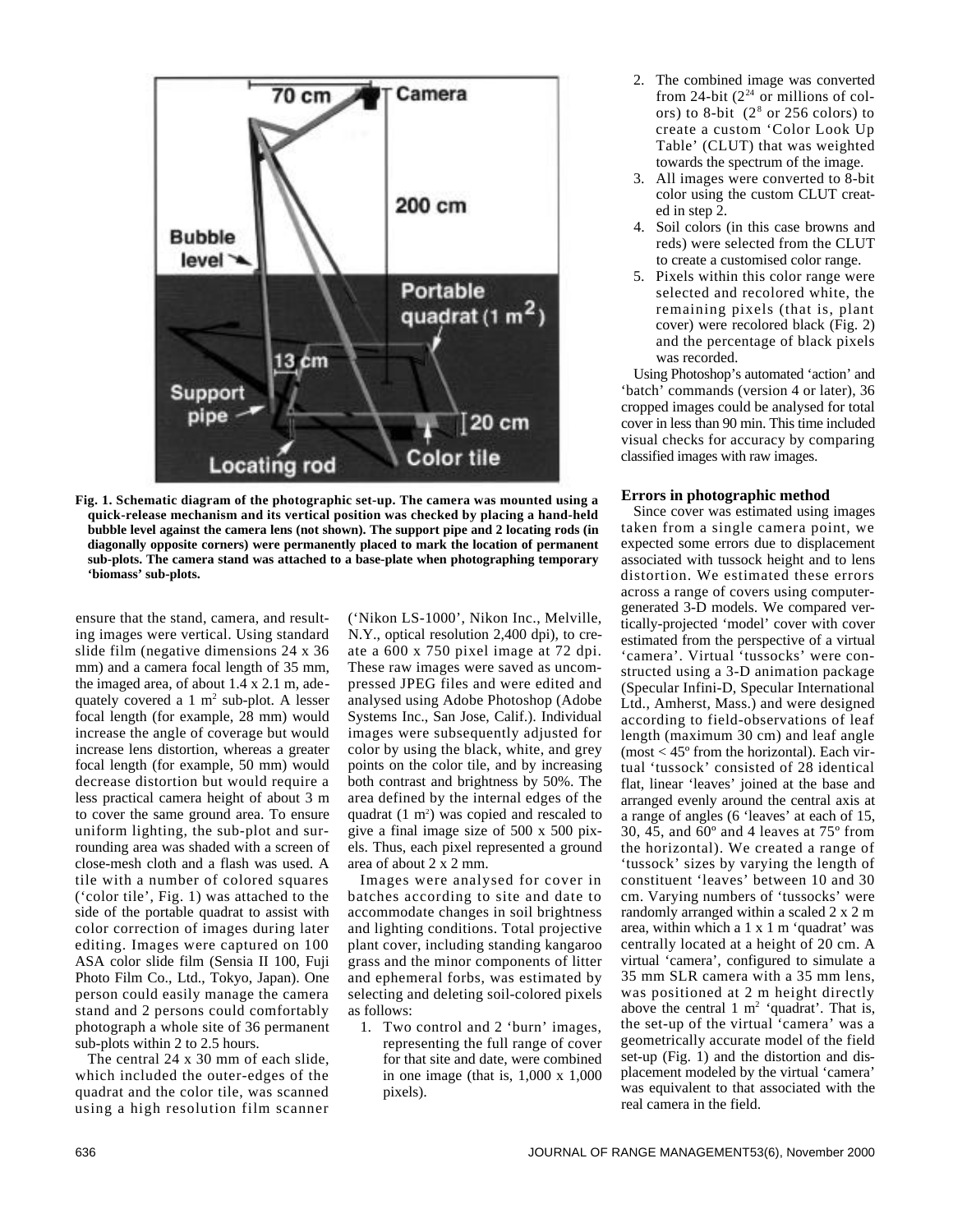Fig. 1. Schematic diagram of the photographic set-up. The camera was mounted using a quick-release mechanism and its vertical position was checked by placing a hand-held bubble level against the camera lens (not shown). The support pipe and 2 locating rods (in diagonally opposite corners) were permanently placed to mark the location of permanent sub-plots. The camera stand was attached to a base-plate when photographing temporary 'biomass' sub-plots.

ensure that the stand, camera, and resulting images were vertical. Using standard slide film (negative dimensions 24 x 36 mm) and a camera focal length of 35 mm, the imaged area, of about 1.4 x 2.1 m, adequately covered a 1 $m^2$ sub-plot. A lesser focal length (for example, 28 mm) would increase the angle of coverage but would increase lens distortion, whereas a greater focal length (for example, 50 mm) would decrease distortion but would require a less practical camera height of about 3 m to cover the same ground area. To ensure uniform lighting, the sub-plot and surrounding area was shaded with a screen of close-mesh cloth and a flash was used. A tile with a number of colored squares ('color tile', Fig. 1) was attached to the side of the portable quadrat to assist with color correction of images during later editing. Images were captured on 100 ASA color slide film (Sensia II 100, Fuji Photo Film Co., Ltd., Tokyo, Japan). One person could easily manage the camera stand and 2 persons could comfortably photograph a whole site of 36 permanent sub-plots within 2 to 2.5 hours.

The central 24 x 30 mm of each slide, which included the outer-edges of the quadrat and the color tile, was scanned using a high resolution film scanner ('Nikon LS-1000', Nikon Inc., Melville, N.Y., optical resolution 2,400 dpi), to create a 600 x 750 pixel image at 72 dpi. These raw images were saved as uncompressed JPEG files and were edited and analysed using Adobe Photoshop (Adobe Systems Inc., San Jose, Calif.). Individual images were subsequently adjusted for color by using the black, white, and grey points on the color tile, and by increasing both contrast and brightness by 50%. The area defined by the internal edges of the quadrat (1 $m^2$) was copied and rescaled to give a final image size of 500 x 500 pixels. Thus, each pixel represented a ground area of about 2 x 2 mm.

Images were analysed for cover in batches according to site and date to accommodate changes in soil brightness and lighting conditions. Total projective plant cover, including standing kangaroo grass and the minor components of litter and ephemeral forbs, was estimated by selecting and deleting soil-colored pixels as follows:

1. Two control and 2 'burn' images, representing the full range of cover for that site and date, were combined in one image (that is, 1,000 x 1,000 pixels).
2. The combined image was converted from 24-bit ($2^{24}$ or millions of colors) to 8-bit ($2^8$ or 256 colors) to create a custom 'Color Look Up Table' (CLUT) that was weighted towards the spectrum of the image.
3. All images were converted to 8-bit color using the custom CLUT created in step 2.
4. Soil colors (in this case browns and reds) were selected from the CLUT to create a customised color range.
5. Pixels within this color range were selected and recolored white, the remaining pixels (that is, plant cover) were recolored black (Fig. 2) and the percentage of black pixels was recorded.

Using Photoshop's automated 'action' and 'batch' commands (version 4 or later), 36 cropped images could be analysed for total cover in less than 90 min. This time included visual checks for accuracy by comparing classified images with raw images.

### Errors in photographic method

Since cover was estimated using images taken from a single camera point, we expected some errors due to displacement associated with tussock height and to lens distortion. We estimated these errors across a range of covers using computer-generated 3-D models. We compared vertically-projected 'model' cover with cover estimated from the perspective of a virtual 'camera'. Virtual 'tussocks' were constructed using a 3-D animation package (Specular Infini-D, Specular International Ltd., Amherst, Mass.) and were designed according to field-observations of leaf length (maximum 30 cm) and leaf angle (most < 45º from the horizontal). Each virtual 'tussock' consisted of 28 identical flat, linear 'leaves' joined at the base and arranged evenly around the central axis at a range of angles (6 'leaves' at each of 15, 30, 45, and 60º and 4 leaves at 75º from the horizontal). We created a range of 'tussock' sizes by varying the length of constituent 'leaves' between 10 and 30 cm. Varying numbers of 'tussocks' were randomly arranged within a scaled 2 x 2 m area, within which a 1 x 1 m 'quadrat' was centrally located at a height of 20 cm. A virtual 'camera', configured to simulate a 35 mm SLR camera with a 35 mm lens, was positioned at 2 m height directly above the central 1 $m^2$ 'quadrat'. That is, the set-up of the virtual 'camera' was a geometrically accurate model of the field set-up (Fig. 1) and the distortion and displacement modeled by the virtual 'camera' was equivalent to that associated with the real camera in the field.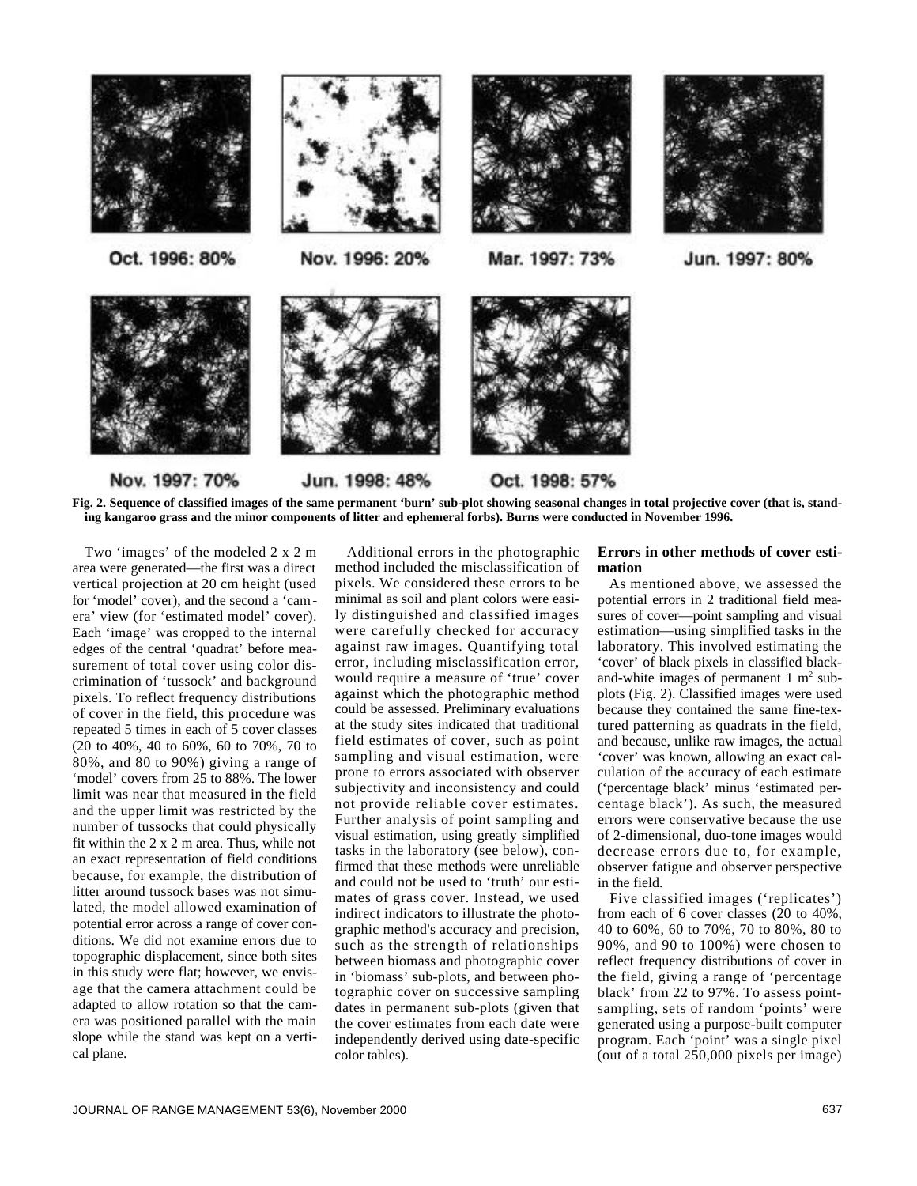Oct. 1996: 80%

Nov. 1996: 20%

Mar. 1997: 73%

Jun. 1997: 80%

Nov. 1997: 70%

Jun. 1998: 48%

Oct. 1998: 57%

**Fig. 2. Sequence of classified images of the same permanent 'burn' sub-plot showing seasonal changes in total projective cover (that is, standing kangaroo grass and the minor components of litter and ephemeral forbs). Burns were conducted in November 1996.**

Two 'images' of the modeled 2 x 2 m area were generated—the first was a direct vertical projection at 20 cm height (used for 'model' cover), and the second a 'camera' view (for 'estimated model' cover). Each 'image' was cropped to the internal edges of the central 'quadrat' before measurement of total cover using color discrimination of 'tussock' and background pixels. To reflect frequency distributions of cover in the field, this procedure was repeated 5 times in each of 5 cover classes (20 to 40%, 40 to 60%, 60 to 70%, 70 to 80%, and 80 to 90%) giving a range of 'model' covers from 25 to 88%. The lower limit was near that measured in the field and the upper limit was restricted by the number of tussocks that could physically fit within the 2 x 2 m area. Thus, while not an exact representation of field conditions because, for example, the distribution of litter around tussock bases was not simulated, the model allowed examination of potential error across a range of cover conditions. We did not examine errors due to topographic displacement, since both sites in this study were flat; however, we envisage that the camera attachment could be adapted to allow rotation so that the camera was positioned parallel with the main slope while the stand was kept on a vertical plane.

Additional errors in the photographic method included the misclassification of pixels. We considered these errors to be minimal as soil and plant colors were easily distinguished and classified images were carefully checked for accuracy against raw images. Quantifying total error, including misclassification error, would require a measure of 'true' cover against which the photographic method could be assessed. Preliminary evaluations at the study sites indicated that traditional field estimates of cover, such as point sampling and visual estimation, were prone to errors associated with observer subjectivity and inconsistency and could not provide reliable cover estimates. Further analysis of point sampling and visual estimation, using greatly simplified tasks in the laboratory (see below), confirmed that these methods were unreliable and could not be used to 'truth' our estimates of grass cover. Instead, we used indirect indicators to illustrate the photographic method's accuracy and precision, such as the strength of relationships between biomass and photographic cover in 'biomass' sub-plots, and between photographic cover on successive sampling dates in permanent sub-plots (given that the cover estimates from each date were independently derived using date-specific color tables).

### Errors in other methods of cover estimation

As mentioned above, we assessed the potential errors in 2 traditional field measures of cover—point sampling and visual estimation—using simplified tasks in the laboratory. This involved estimating the 'cover' of black pixels in classified black-and-white images of permanent 1 $m^2$ sub-plots (Fig. 2). Classified images were used because they contained the same fine-textured patterning as quadrats in the field, and because, unlike raw images, the actual 'cover' was known, allowing an exact calculation of the accuracy of each estimate ('percentage black' minus 'estimated percentage black'). As such, the measured errors were conservative because the use of 2-dimensional, duo-tone images would decrease errors due to, for example, observer fatigue and observer perspective in the field.

Five classified images ('replicates') from each of 6 cover classes (20 to 40%, 40 to 60%, 60 to 70%, 70 to 80%, 80 to 90%, and 90 to 100%) were chosen to reflect frequency distributions of cover in the field, giving a range of 'percentage black' from 22 to 97%. To assess point-sampling, sets of random 'points' were generated using a purpose-built computer program. Each 'point' was a single pixel (out of a total 250,000 pixels per image)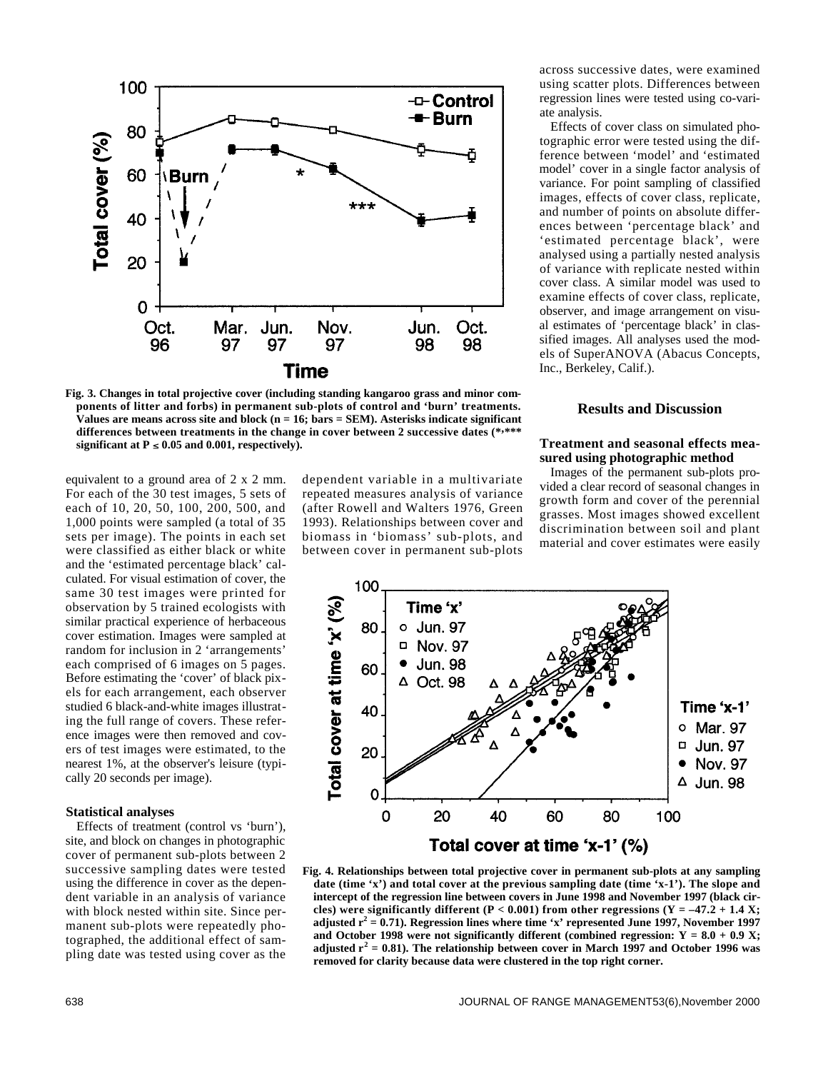Fig. 3. Changes in total projective cover (including standing kangaroo grass and minor components of litter and forbs) in permanent sub-plots of control and 'burn' treatments. Values are means across site and block (n = 16; bars = SEM). Asterisks indicate significant differences between treatments in the change in cover between 2 successive dates (*,*** significant at $P \leq 0.05$ and 0.001, respectively).

equivalent to a ground area of 2 x 2 mm. For each of the 30 test images, 5 sets of each of 10, 20, 50, 100, 200, 500, and 1,000 points were sampled (a total of 35 sets per image). The points in each set were classified as either black or white and the 'estimated percentage black' calculated. For visual estimation of cover, the same 30 test images were printed for observation by 5 trained ecologists with similar practical experience of herbaceous cover estimation. Images were sampled at random for inclusion in 2 'arrangements' each comprised of 6 images on 5 pages. Before estimating the 'cover' of black pixels for each arrangement, each observer studied 6 black-and-white images illustrating the full range of covers. These reference images were then removed and covers of test images were estimated, to the nearest 1%, at the observer's leisure (typically 20 seconds per image).

### Statistical analyses

Effects of treatment (control vs 'burn'), site, and block on changes in photographic cover of permanent sub-plots between 2 successive sampling dates were tested using the difference in cover as the dependent variable in an analysis of variance with block nested within site. Since permanent sub-plots were repeatedly photographed, the additional effect of sampling date was tested using cover as the dependent variable in a multivariate repeated measures analysis of variance (after Rowell and Walters 1976, Green 1993). Relationships between cover and biomass in 'biomass' sub-plots, and between cover in permanent sub-plots across successive dates, were examined using scatter plots. Differences between regression lines were tested using co-variate analysis.

Effects of cover class on simulated photographic error were tested using the difference between 'model' and 'estimated model' cover in a single factor analysis of variance. For point sampling of classified images, effects of cover class, replicate, and number of points on absolute differences between 'percentage black' and 'estimated percentage black', were analysed using a partially nested analysis of variance with replicate nested within cover class. A similar model was used to examine effects of cover class, replicate, observer, and image arrangement on visual estimates of 'percentage black' in classified images. All analyses used the models of SuperANOVA (Abacus Concepts, Inc., Berkeley, Calif.).

## Results and Discussion

### Treatment and seasonal effects measured using photographic method

Images of the permanent sub-plots provided a clear record of seasonal changes in growth form and cover of the perennial grasses. Most images showed excellent discrimination between soil and plant material and cover estimates were easily

Fig. 4. Relationships between total projective cover in permanent sub-plots at any sampling date (time 'x') and total cover at the previous sampling date (time 'x-1'). The slope and intercept of the regression line between covers in June 1998 and November 1997 (black circles) were significantly different ($P < 0.001$) from other regressions ($Y = -47.2 + 1.4 X$; adjusted $r^2 = 0.71$). Regression lines where time 'x' represented June 1997, November 1997 and October 1998 were not significantly different (combined regression: $Y = 8.0 + 0.9 X$; adjusted $r^2 = 0.81$). The relationship between cover in March 1997 and October 1996 was removed for clarity because data were clustered in the top right corner.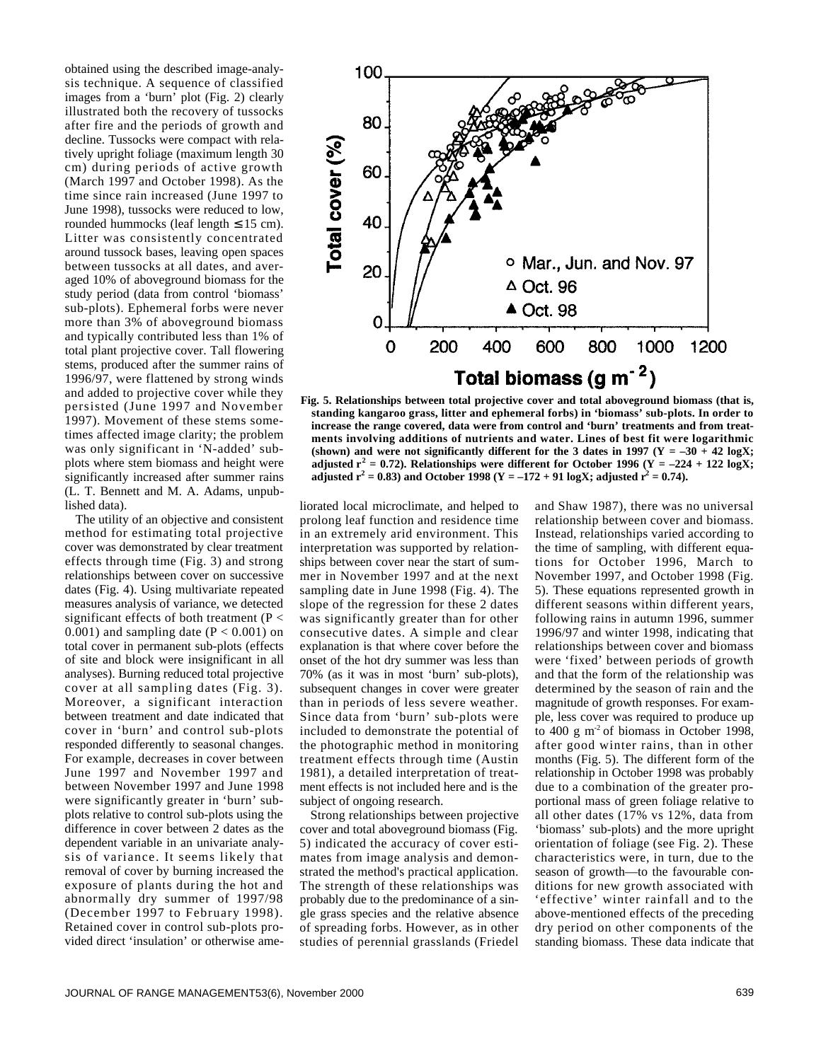obtained using the described image-analysis technique. A sequence of classified images from a 'burn' plot (Fig. 2) clearly illustrated both the recovery of tussocks after fire and the periods of growth and decline. Tussocks were compact with relatively upright foliage (maximum length 30 cm) during periods of active growth (March 1997 and October 1998). As the time since rain increased (June 1997 to June 1998), tussocks were reduced to low, rounded hummocks (leaf length ≤ 15 cm). Litter was consistently concentrated around tussock bases, leaving open spaces between tussocks at all dates, and averaged 10% of aboveground biomass for the study period (data from control 'biomass' sub-plots). Ephemeral forbs were never more than 3% of aboveground biomass and typically contributed less than 1% of total plant projective cover. Tall flowering stems, produced after the summer rains of 1996/97, were flattened by strong winds and added to projective cover while they persisted (June 1997 and November 1997). Movement of these stems sometimes affected image clarity; the problem was only significant in 'N-added' sub-plots where stem biomass and height were significantly increased after summer rains (L. T. Bennett and M. A. Adams, unpublished data).

The utility of an objective and consistent method for estimating total projective cover was demonstrated by clear treatment effects through time (Fig. 3) and strong relationships between cover on successive dates (Fig. 4). Using multivariate repeated measures analysis of variance, we detected significant effects of both treatment ($P < 0.001$) and sampling date ($P < 0.001$) on total cover in permanent sub-plots (effects of site and block were insignificant in all analyses). Burning reduced total projective cover at all sampling dates (Fig. 3). Moreover, a significant interaction between treatment and date indicated that cover in 'burn' and control sub-plots responded differently to seasonal changes. For example, decreases in cover between June 1997 and November 1997 and between November 1997 and June 1998 were significantly greater in 'burn' sub-plots relative to control sub-plots using the difference in cover between 2 dates as the dependent variable in an univariate analysis of variance. It seems likely that removal of cover by burning increased the exposure of plants during the hot and abnormally dry summer of 1997/98 (December 1997 to February 1998). Retained cover in control sub-plots provided direct 'insulation' or otherwise ameliorated local microclimate, and helped to prolong leaf function and residence time in an extremely arid environment. This interpretation was supported by relationships between cover near the start of summer in November 1997 and at the next sampling date in June 1998 (Fig. 4). The slope of the regression for these 2 dates was significantly greater than for other consecutive dates. A simple and clear explanation is that where cover before the onset of the hot dry summer was less than 70% (as it was in most 'burn' sub-plots), subsequent changes in cover were greater than in periods of less severe weather. Since data from 'burn' sub-plots were included to demonstrate the potential of the photographic method in monitoring treatment effects through time (Austin 1981), a detailed interpretation of treatment effects is not included here and is the subject of ongoing research.

Strong relationships between projective cover and total aboveground biomass (Fig. 5) indicated the accuracy of cover estimates from image analysis and demonstrated the method's practical application. The strength of these relationships was probably due to the predominance of a single grass species and the relative absence of spreading forbs. However, as in other studies of perennial grasslands (Friedel and Shaw 1987), there was no universal relationship between cover and biomass. Instead, relationships varied according to the time of sampling, with different equations for October 1996, March to November 1997, and October 1998 (Fig. 5). These equations represented growth in different seasons within different years, following rains in autumn 1996, summer 1996/97 and winter 1998, indicating that relationships between cover and biomass were 'fixed' between periods of growth and that the form of the relationship was determined by the season of rain and the magnitude of growth responses. For example, less cover was required to produce up to 400 g m$^{-2}$ of biomass in October 1998, after good winter rains, than in other months (Fig. 5). The different form of the relationship in October 1998 was probably due to a combination of the greater proportional mass of green foliage relative to all other dates (17% vs 12%, data from 'biomass' sub-plots) and the more upright orientation of foliage (see Fig. 2). These characteristics were, in turn, due to the season of growth—to the favourable conditions for new growth associated with 'effective' winter rainfall and to the above-mentioned effects of the preceding dry period on other components of the standing biomass. These data indicate that

**Fig. 5. Relationships between total projective cover and total aboveground biomass (that is, standing kangaroo grass, litter and ephemeral forbs) in 'biomass' sub-plots. In order to increase the range covered, data were from control and 'burn' treatments and from treatments involving additions of nutrients and water. Lines of best fit were logarithmic (shown) and were not significantly different for the 3 dates in 1997 ($Y = -30 + 42 \log X$; adjusted $r^2 = 0.72$). Relationships were different for October 1996 ($Y = -224 + 122 \log X$; adjusted $r^2 = 0.83$) and October 1998 ($Y = -172 + 91 \log X$; adjusted $r^2 = 0.74$).**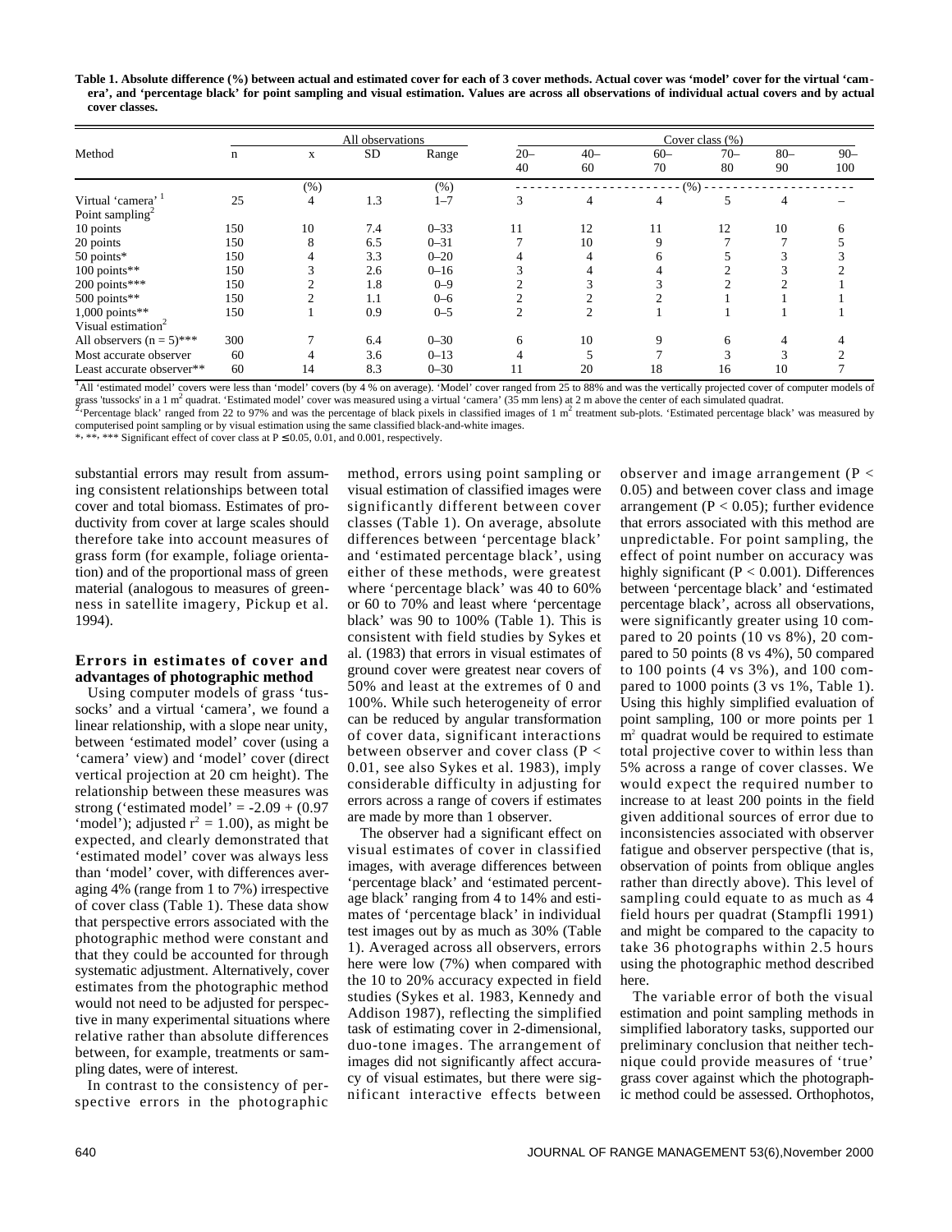**Table 1. Absolute difference (%) between actual and estimated cover for each of 3 cover methods. Actual cover was 'model' cover for the virtual 'camera', and 'percentage black' for point sampling and visual estimation. Values are across all observations of individual actual covers and by actual cover classes.**

| Method | All observations | | | | Cover class (%) | | | | | |
|---|---|---|---|---|---|---|---|---|---|---|
| | n | x | SD | Range | 20–40 | 40–60 | 60–70 | 70–80 | 80–90 | 90–100 |
| | | (%) | | (%) | (%) | | | | | |
| Virtual 'camera' [1] | 25 | 4 | 1.3 | 1–7 | 3 | 4 | 4 | 5 | 4 | – |
| Point sampling[2] | | | | | | | | | | |
| 10 points | 150 | 10 | 7.4 | 0–33 | 11 | 12 | 11 | 12 | 10 | 6 |
| 20 points | 150 | 8 | 6.5 | 0–31 | 7 | 10 | 9 | 7 | 7 | 5 |
| 50 points* | 150 | 4 | 3.3 | 0–20 | 4 | 4 | 6 | 5 | 3 | 3 |
| 100 points** | 150 | 3 | 2.6 | 0–16 | 3 | 4 | 4 | 2 | 3 | 2 |
| 200 points*** | 150 | 2 | 1.8 | 0–9 | 2 | 3 | 3 | 2 | 2 | 1 |
| 500 points** | 150 | 2 | 1.1 | 0–6 | 2 | 2 | 2 | 1 | 1 | 1 |
| 1,000 points** | 150 | 1 | 0.9 | 0–5 | 2 | 2 | 1 | 1 | 1 | 1 |
| Visual estimation[2] | | | | | | | | | | |
| All observers (n = 5)*** | 300 | 7 | 6.4 | 0–30 | 6 | 10 | 9 | 6 | 4 | 4 |
| Most accurate observer | 60 | 4 | 3.6 | 0–13 | 4 | 5 | 7 | 3 | 3 | 2 |
| Least accurate observer** | 60 | 14 | 8.3 | 0–30 | 11 | 20 | 18 | 16 | 10 | 7 |

[1]All 'estimated model' covers were less than 'model' covers (by 4 % on average). 'Model' cover ranged from 25 to 88% and was the vertically projected cover of computer models of grass 'tussocks' in a 1 $m^2$ quadrat. 'Estimated model' cover was measured using a virtual 'camera' (35 mm lens) at 2 m above the center of each simulated quadrat.
[2]'Percentage black' ranged from 22 to 97% and was the percentage of black pixels in classified images of 1 $m^2$ treatment sub-plots. 'Estimated percentage black' was measured by computerised point sampling or by visual estimation using the same classified black-and-white images.
*, **, *** Significant effect of cover class at P ≤ 0.05, 0.01, and 0.001, respectively.

substantial errors may result from assuming consistent relationships between total cover and total biomass. Estimates of productivity from cover at large scales should therefore take into account measures of grass form (for example, foliage orientation) and of the proportional mass of green material (analogous to measures of greenness in satellite imagery, Pickup et al. 1994).

## Errors in estimates of cover and advantages of photographic method

Using computer models of grass 'tussocks' and a virtual 'camera', we found a linear relationship, with a slope near unity, between 'estimated model' cover (using a 'camera' view) and 'model' cover (direct vertical projection at 20 cm height). The relationship between these measures was strong ('estimated model' = -2.09 + (0.97 'model'); adjusted $r^2$ = 1.00), as might be expected, and clearly demonstrated that 'estimated model' cover was always less than 'model' cover, with differences averaging 4% (range from 1 to 7%) irrespective of cover class (Table 1). These data show that perspective errors associated with the photographic method were constant and that they could be accounted for through systematic adjustment. Alternatively, cover estimates from the photographic method would not need to be adjusted for perspective in many experimental situations where relative rather than absolute differences between, for example, treatments or sampling dates, were of interest.

In contrast to the consistency of perspective errors in the photographic method, errors using point sampling or visual estimation of classified images were significantly different between cover classes (Table 1). On average, absolute differences between 'percentage black' and 'estimated percentage black', using either of these methods, were greatest where 'percentage black' was 40 to 60% or 60 to 70% and least where 'percentage black' was 90 to 100% (Table 1). This is consistent with field studies by Sykes et al. (1983) that errors in visual estimates of ground cover were greatest near covers of 50% and least at the extremes of 0 and 100%. While such heterogeneity of error can be reduced by angular transformation of cover data, significant interactions between observer and cover class ($P < 0.01$, see also Sykes et al. 1983), imply considerable difficulty in adjusting for errors across a range of covers if estimates are made by more than 1 observer.

The observer had a significant effect on visual estimates of cover in classified images, with average differences between 'percentage black' and 'estimated percentage black' ranging from 4 to 14% and estimates of 'percentage black' in individual test images out by as much as 30% (Table 1). Averaged across all observers, errors here were low (7%) when compared with the 10 to 20% accuracy expected in field studies (Sykes et al. 1983, Kennedy and Addison 1987), reflecting the simplified task of estimating cover in 2-dimensional, duo-tone images. The arrangement of images did not significantly affect accuracy of visual estimates, but there were significant interactive effects between observer and image arrangement ($P < 0.05$) and between cover class and image arrangement ($P < 0.05$); further evidence that errors associated with this method are unpredictable. For point sampling, the effect of point number on accuracy was highly significant ($P < 0.001$). Differences between 'percentage black' and 'estimated percentage black', across all observations, were significantly greater using 10 compared to 20 points (10 vs 8%), 20 compared to 50 points (8 vs 4%), 50 compared to 100 points (4 vs 3%), and 100 compared to 1000 points (3 vs 1%, Table 1). Using this highly simplified evaluation of point sampling, 100 or more points per 1 $m^2$ quadrat would be required to estimate total projective cover to within less than 5% across a range of cover classes. We would expect the required number to increase to at least 200 points in the field given additional sources of error due to inconsistencies associated with observer fatigue and observer perspective (that is, observation of points from oblique angles rather than directly above). This level of sampling could equate to as much as 4 field hours per quadrat (Stampfli 1991) and might be compared to the capacity to take 36 photographs within 2.5 hours using the photographic method described here.

The variable error of both the visual estimation and point sampling methods in simplified laboratory tasks, supported our preliminary conclusion that neither technique could provide measures of 'true' grass cover against which the photographic method could be assessed. Orthophotos,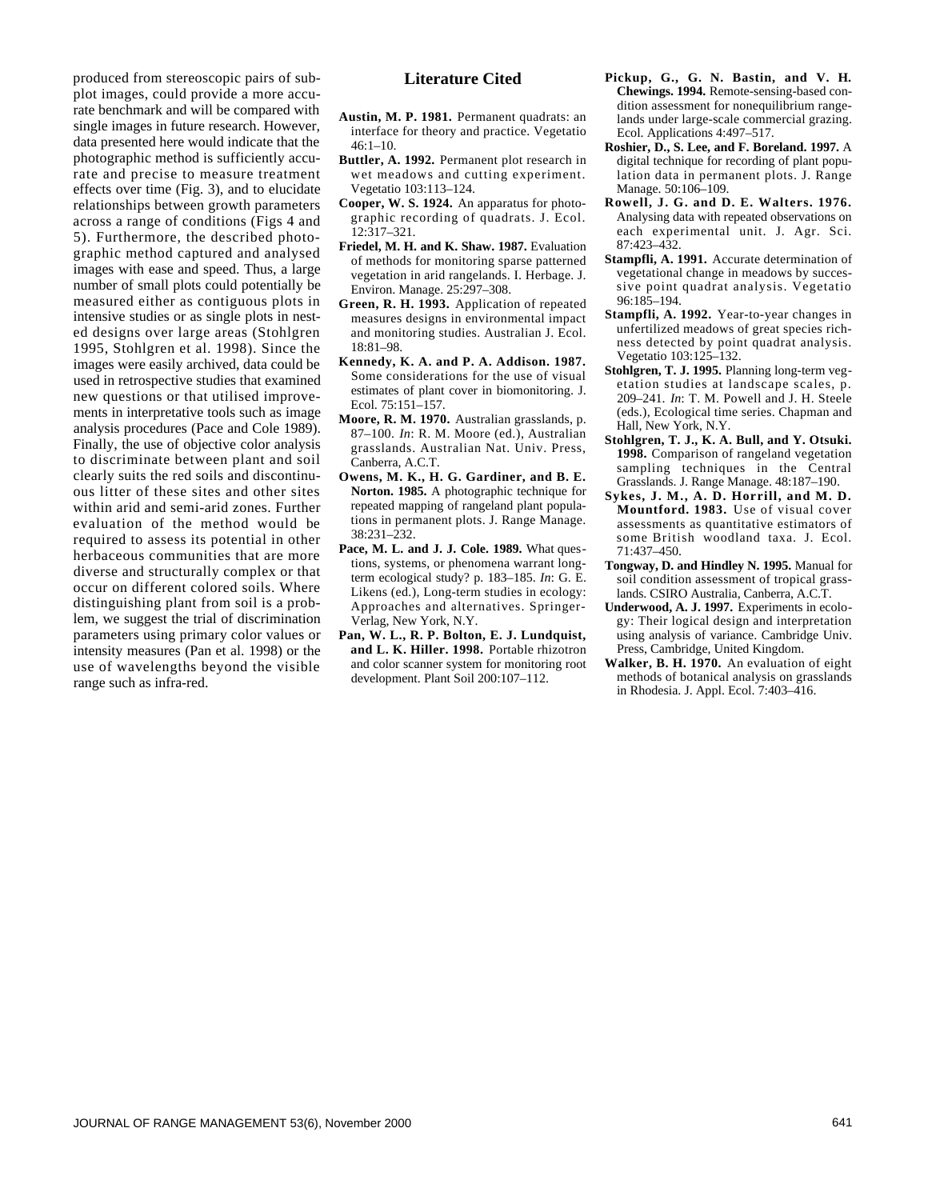produced from stereoscopic pairs of subplot images, could provide a more accurate benchmark and will be compared with single images in future research. However, data presented here would indicate that the photographic method is sufficiently accurate and precise to measure treatment effects over time (Fig. 3), and to elucidate relationships between growth parameters across a range of conditions (Figs 4 and 5). Furthermore, the described photographic method captured and analysed images with ease and speed. Thus, a large number of small plots could potentially be measured either as contiguous plots in intensive studies or as single plots in nested designs over large areas (Stohlgren 1995, Stohlgren et al. 1998). Since the images were easily archived, data could be used in retrospective studies that examined new questions or that utilised improvements in interpretative tools such as image analysis procedures (Pace and Cole 1989). Finally, the use of objective color analysis to discriminate between plant and soil clearly suits the red soils and discontinuous litter of these sites and other sites within arid and semi-arid zones. Further evaluation of the method would be required to assess its potential in other herbaceous communities that are more diverse and structurally complex or that occur on different colored soils. Where distinguishing plant from soil is a problem, we suggest the trial of discrimination parameters using primary color values or intensity measures (Pan et al. 1998) or the use of wavelengths beyond the visible range such as infra-red.

## Literature Cited

**Austin, M. P. 1981.** Permanent quadrats: an interface for theory and practice. Vegetatio 46:1–10.

**Buttler, A. 1992.** Permanent plot research in wet meadows and cutting experiment. Vegetatio 103:113–124.

**Cooper, W. S. 1924.** An apparatus for photographic recording of quadrats. J. Ecol. 12:317–321.

**Friedel, M. H. and K. Shaw. 1987.** Evaluation of methods for monitoring sparse patterned vegetation in arid rangelands. I. Herbage. J. Environ. Manage. 25:297–308.

**Green, R. H. 1993.** Application of repeated measures designs in environmental impact and monitoring studies. Australian J. Ecol. 18:81–98.

**Kennedy, K. A. and P. A. Addison. 1987.** Some considerations for the use of visual estimates of plant cover in biomonitoring. J. Ecol. 75:151–157.

**Moore, R. M. 1970.** Australian grasslands, p. 87–100. *In*: R. M. Moore (ed.), Australian grasslands. Australian Nat. Univ. Press, Canberra, A.C.T.

**Owens, M. K., H. G. Gardiner, and B. E. Norton. 1985.** A photographic technique for repeated mapping of rangeland plant populations in permanent plots. J. Range Manage. 38:231–232.

**Pace, M. L. and J. J. Cole. 1989.** What questions, systems, or phenomena warrant long-term ecological study? p. 183–185. *In*: G. E. Likens (ed.), Long-term studies in ecology: Approaches and alternatives. Springer-Verlag, New York, N.Y.

**Pan, W. L., R. P. Bolton, E. J. Lundquist, and L. K. Hiller. 1998.** Portable rhizotron and color scanner system for monitoring root development. Plant Soil 200:107–112.

**Pickup, G., G. N. Bastin, and V. H. Chewings. 1994.** Remote-sensing-based condition assessment for nonequilibrium rangelands under large-scale commercial grazing. Ecol. Applications 4:497–517.

**Roshier, D., S. Lee, and F. Boreland. 1997.** A digital technique for recording of plant population data in permanent plots. J. Range Manage. 50:106–109.

**Rowell, J. G. and D. E. Walters. 1976.** Analysing data with repeated observations on each experimental unit. J. Agr. Sci. 87:423–432.

**Stampfli, A. 1991.** Accurate determination of vegetational change in meadows by successive point quadrat analysis. Vegetatio 96:185–194.

**Stampfli, A. 1992.** Year-to-year changes in unfertilized meadows of great species richness detected by point quadrat analysis. Vegetatio 103:125–132.

**Stohlgren, T. J. 1995.** Planning long-term vegetation studies at landscape scales, p. 209–241. *In*: T. M. Powell and J. H. Steele (eds.), Ecological time series. Chapman and Hall, New York, N.Y.

**Stohlgren, T. J., K. A. Bull, and Y. Otsuki. 1998.** Comparison of rangeland vegetation sampling techniques in the Central Grasslands. J. Range Manage. 48:187–190.

**Sykes, J. M., A. D. Horrill, and M. D. Mountford. 1983.** Use of visual cover assessments as quantitative estimators of some British woodland taxa. J. Ecol. 71:437–450.

**Tongway, D. and Hindley N. 1995.** Manual for soil condition assessment of tropical grasslands. CSIRO Australia, Canberra, A.C.T.

**Underwood, A. J. 1997.** Experiments in ecology: Their logical design and interpretation using analysis of variance. Cambridge Univ. Press, Cambridge, United Kingdom.

**Walker, B. H. 1970.** An evaluation of eight methods of botanical analysis on grasslands in Rhodesia. J. Appl. Ecol. 7:403–416.